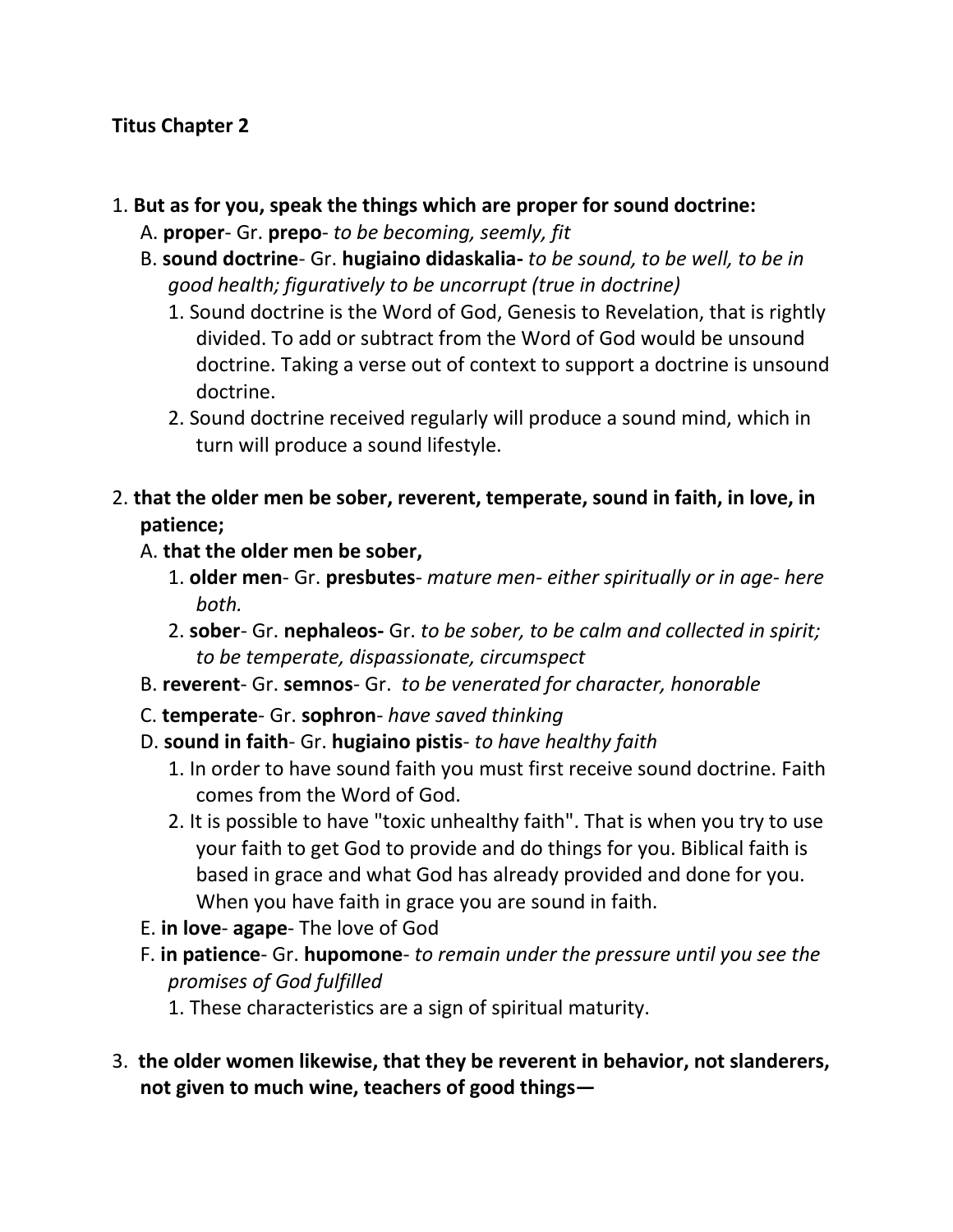**Titus Chapter 2**

1. **But as for you, speak the things which are proper for sound doctrine:**
   A. **proper**- Gr. **prepo**- *to be becoming, seemly, fit*
   B. **sound doctrine**- Gr. **hugiaino didaskalia-** *to be sound, to be well, to be in good health; figuratively to be uncorrupt (true in doctrine)*
      1. Sound doctrine is the Word of God, Genesis to Revelation, that is rightly divided. To add or subtract from the Word of God would be unsound doctrine. Taking a verse out of context to support a doctrine is unsound doctrine.
      2. Sound doctrine received regularly will produce a sound mind, which in turn will produce a sound lifestyle.

2. **that the older men be sober, reverent, temperate, sound in faith, in love, in patience;**
   A. **that the older men be sober,**
      1. **older men**- Gr. **presbutes**- *mature men- either spiritually or in age- here both.*
      2. **sober**- Gr. **nephaleos-** Gr. *to be sober, to be calm and collected in spirit; to be temperate, dispassionate, circumspect*
   B. **reverent**- Gr. **semnos**- Gr. *to be venerated for character, honorable*
   C. **temperate**- Gr. **sophron**- *have saved thinking*
   D. **sound in faith**- Gr. **hugiaino pistis**- *to have healthy faith*
      1. In order to have sound faith you must first receive sound doctrine. Faith comes from the Word of God.
      2. It is possible to have "toxic unhealthy faith". That is when you try to use your faith to get God to provide and do things for you. Biblical faith is based in grace and what God has already provided and done for you. When you have faith in grace you are sound in faith.
   E. **in love**- **agape**- The love of God
   F. **in patience**- Gr. **hupomone**- *to remain under the pressure until you see the promises of God fulfilled*
      1. These characteristics are a sign of spiritual maturity.

3. **the older women likewise, that they be reverent in behavior, not slanderers, not given to much wine, teachers of good things—**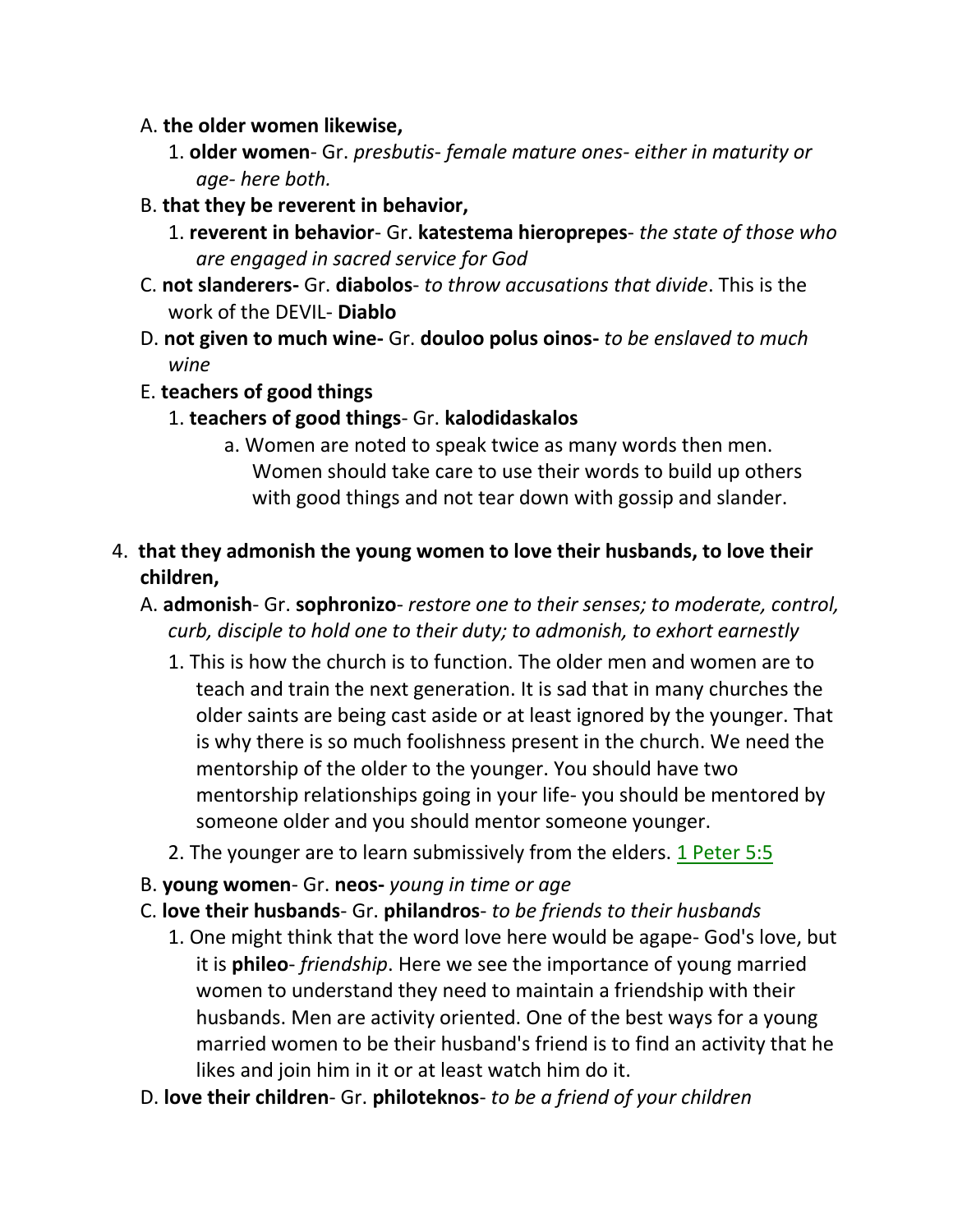A. **the older women likewise,**

   1. **older women**- Gr. *presbutis- female mature ones- either in maturity or age- here both.*

B. **that they be reverent in behavior,**

   1. **reverent in behavior**- Gr. **katestema hieroprepes**- *the state of those who are engaged in sacred service for God*

C. **not slanderers-** Gr. **diabolos**- *to throw accusations that divide*. This is the work of the DEVIL- **Diablo**

D. **not given to much wine-** Gr. **douloo polus oinos-** *to be enslaved to much wine*

E. **teachers of good things**

   1. **teachers of good things**- Gr. **kalodidaskalos**

      a. Women are noted to speak twice as many words then men. Women should take care to use their words to build up others with good things and not tear down with gossip and slander.

4. **that they admonish the young women to love their husbands, to love their children,**

   A. **admonish**- Gr. **sophronizo**- *restore one to their senses; to moderate, control, curb, disciple to hold one to their duty; to admonish, to exhort earnestly*

      1. This is how the church is to function. The older men and women are to teach and train the next generation. It is sad that in many churches the older saints are being cast aside or at least ignored by the younger. That is why there is so much foolishness present in the church. We need the mentorship of the older to the younger. You should have two mentorship relationships going in your life- you should be mentored by someone older and you should mentor someone younger.

      2. The younger are to learn submissively from the elders. 1 Peter 5:5

   B. **young women**- Gr. **neos-** *young in time or age*

   C. **love their husbands**- Gr. **philandros**- *to be friends to their husbands*

      1. One might think that the word love here would be agape- God's love, but it is **phileo**- *friendship*. Here we see the importance of young married women to understand they need to maintain a friendship with their husbands. Men are activity oriented. One of the best ways for a young married women to be their husband's friend is to find an activity that he likes and join him in it or at least watch him do it.

   D. **love their children**- Gr. **philoteknos**- *to be a friend of your children*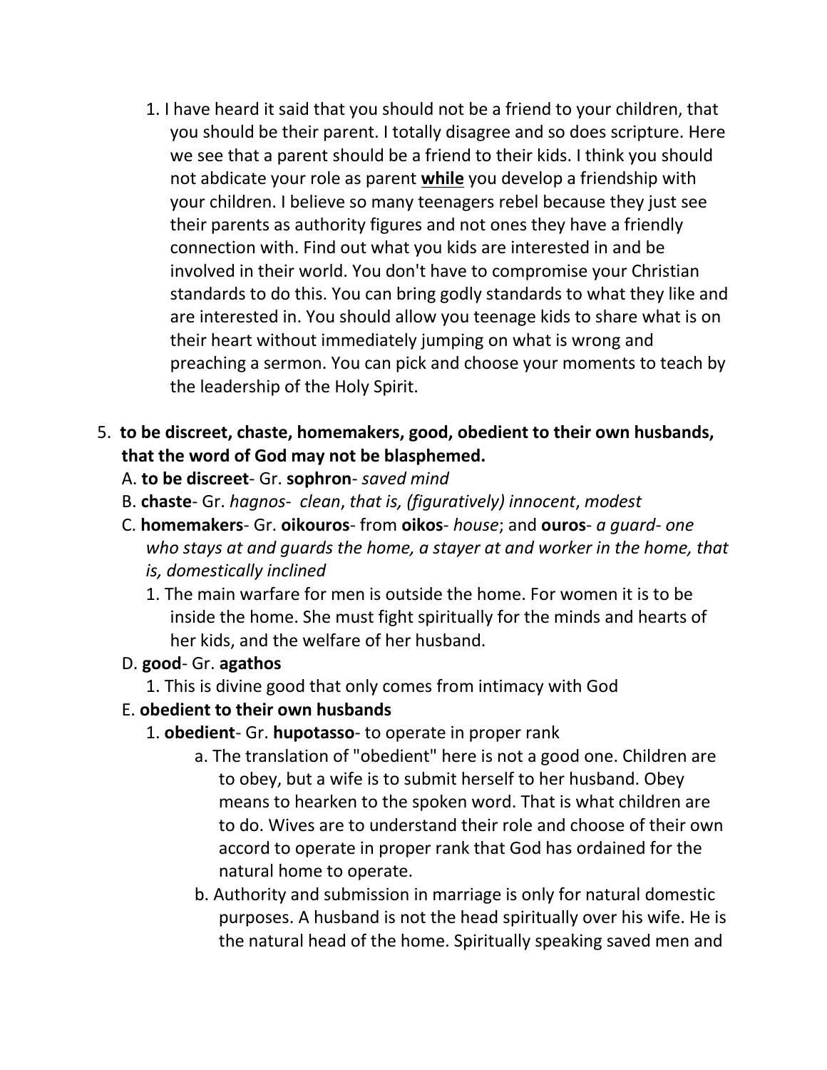1. I have heard it said that you should not be a friend to your children, that you should be their parent. I totally disagree and so does scripture. Here we see that a parent should be a friend to their kids. I think you should not abdicate your role as parent **<u>while</u>** you develop a friendship with your children. I believe so many teenagers rebel because they just see their parents as authority figures and not ones they have a friendly connection with. Find out what you kids are interested in and be involved in their world. You don't have to compromise your Christian standards to do this. You can bring godly standards to what they like and are interested in. You should allow you teenage kids to share what is on their heart without immediately jumping on what is wrong and preaching a sermon. You can pick and choose your moments to teach by the leadership of the Holy Spirit.

5. **to be discreet, chaste, homemakers, good, obedient to their own husbands, that the word of God may not be blasphemed.**
   A. **to be discreet**- Gr. **sophron**- *saved mind*
   B. **chaste**- Gr. *hagnos*- *clean*, *that is, (figuratively) innocent*, *modest*
   C. **homemakers**- Gr. **oikouros**- from **oikos**- *house*; and **ouros**- *a guard- one who stays at and guards the home, a stayer at and worker in the home, that is, domestically inclined*
      1. The main warfare for men is outside the home. For women it is to be inside the home. She must fight spiritually for the minds and hearts of her kids, and the welfare of her husband.
   D. **good**- Gr. **agathos**
      1. This is divine good that only comes from intimacy with God
   E. **obedient to their own husbands**
      1. **obedient**- Gr. **hupotasso**- to operate in proper rank
         a. The translation of "obedient" here is not a good one. Children are to obey, but a wife is to submit herself to her husband. Obey means to hearken to the spoken word. That is what children are to do. Wives are to understand their role and choose of their own accord to operate in proper rank that God has ordained for the natural home to operate.
         b. Authority and submission in marriage is only for natural domestic purposes. A husband is not the head spiritually over his wife. He is the natural head of the home. Spiritually speaking saved men and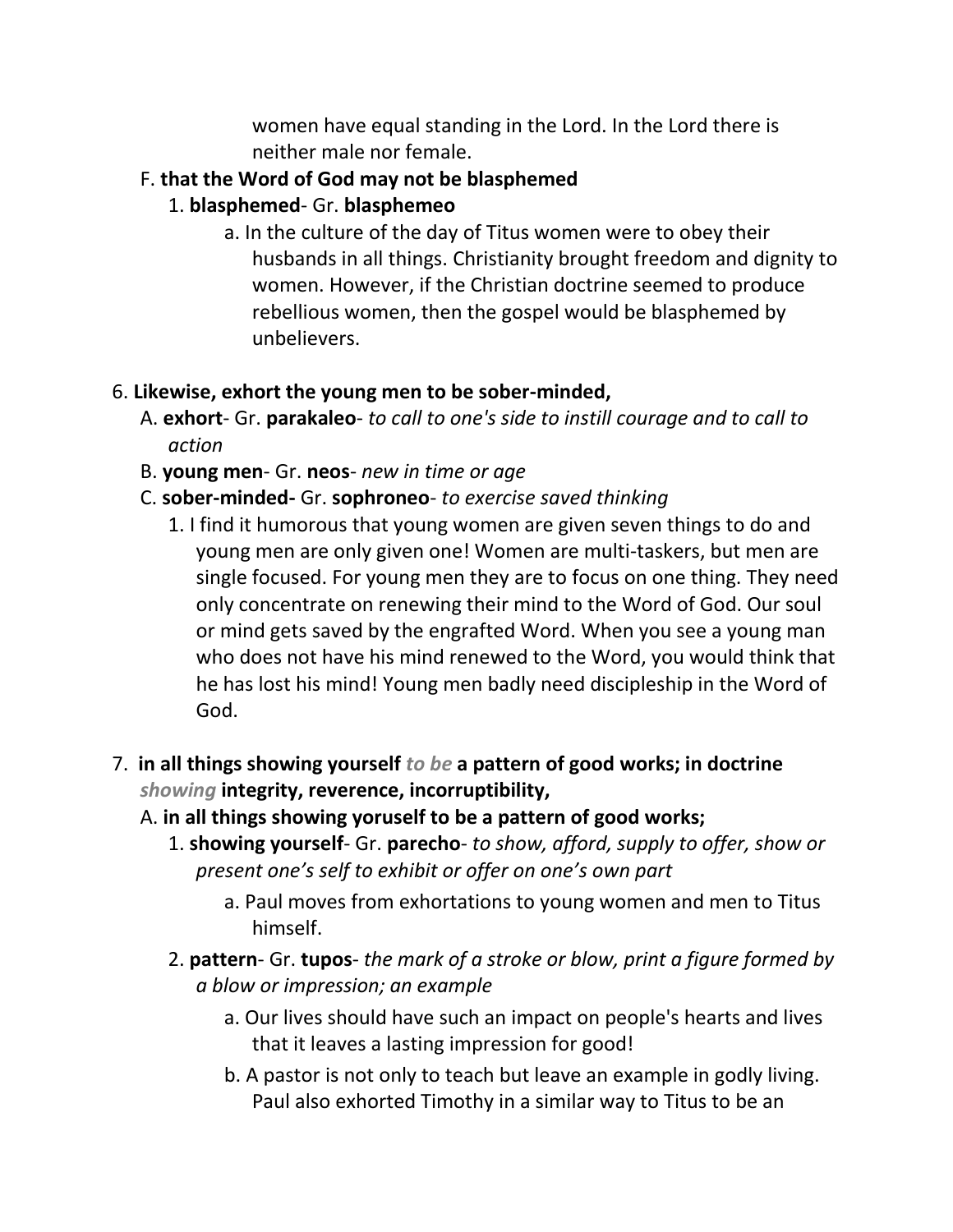women have equal standing in the Lord. In the Lord there is neither male nor female.

F. **that the Word of God may not be blasphemed**

1. **blasphemed**- Gr. **blasphemeo**

a. In the culture of the day of Titus women were to obey their husbands in all things. Christianity brought freedom and dignity to women. However, if the Christian doctrine seemed to produce rebellious women, then the gospel would be blasphemed by unbelievers.

6. **Likewise, exhort the young men to be sober-minded,**

A. **exhort**- Gr. **parakaleo**- *to call to one's side to instill courage and to call to action*

B. **young men**- Gr. **neos**- *new in time or age*

C. **sober-minded-** Gr. **sophroneo**- *to exercise saved thinking*

1. I find it humorous that young women are given seven things to do and young men are only given one! Women are multi-taskers, but men are single focused. For young men they are to focus on one thing. They need only concentrate on renewing their mind to the Word of God. Our soul or mind gets saved by the engrafted Word. When you see a young man who does not have his mind renewed to the Word, you would think that he has lost his mind! Young men badly need discipleship in the Word of God.

7. **in all things showing yourself** ***to be*** **a pattern of good works; in doctrine** ***showing*** **integrity, reverence, incorruptibility,**

A. **in all things showing yoruself to be a pattern of good works;**

1. **showing yourself**- Gr. **parecho**- *to show, afford, supply to offer, show or present one's self to exhibit or offer on one's own part*

a. Paul moves from exhortations to young women and men to Titus himself.

2. **pattern**- Gr. **tupos**- *the mark of a stroke or blow, print a figure formed by a blow or impression; an example*

a. Our lives should have such an impact on people's hearts and lives that it leaves a lasting impression for good!

b. A pastor is not only to teach but leave an example in godly living. Paul also exhorted Timothy in a similar way to Titus to be an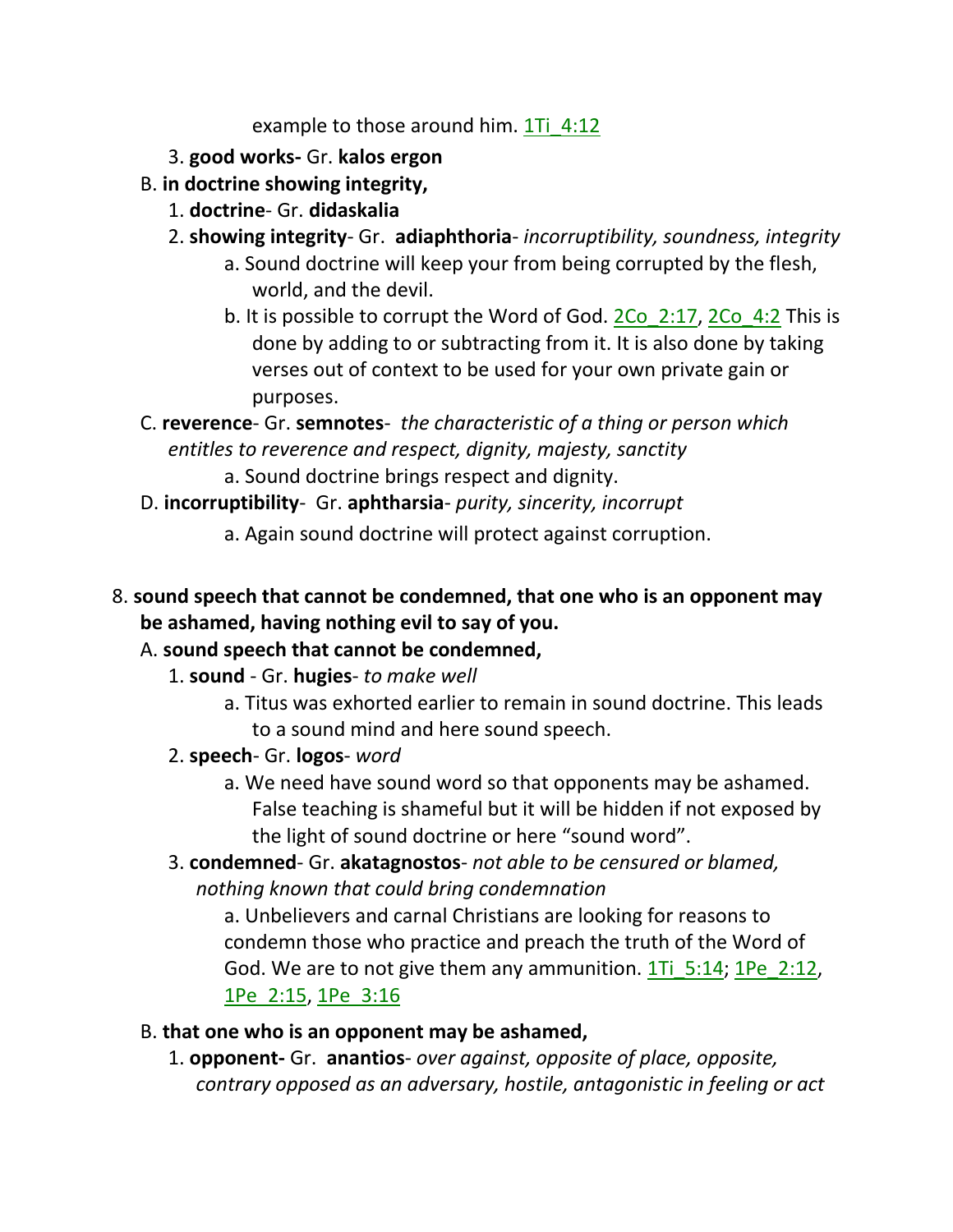example to those around him. 1Ti_4:12

3. **good works-** Gr. **kalos ergon**

B. **in doctrine showing integrity,**

1. **doctrine**- Gr. **didaskalia**
2. **showing integrity**- Gr. **adiaphthoria**- *incorruptibility, soundness, integrity*
   a. Sound doctrine will keep your from being corrupted by the flesh, world, and the devil.
   b. It is possible to corrupt the Word of God. 2Co_2:17, 2Co_4:2 This is done by adding to or subtracting from it. It is also done by taking verses out of context to be used for your own private gain or purposes.

C. **reverence**- Gr. **semnotes**- *the characteristic of a thing or person which entitles to reverence and respect, dignity, majesty, sanctity*

a. Sound doctrine brings respect and dignity.

D. **incorruptibility**- Gr. **aphtharsia**- *purity, sincerity, incorrupt*

a. Again sound doctrine will protect against corruption.

8. **sound speech that cannot be condemned, that one who is an opponent may be ashamed, having nothing evil to say of you.**

A. **sound speech that cannot be condemned,**

1. **sound** - Gr. **hugies**- *to make well*
   a. Titus was exhorted earlier to remain in sound doctrine. This leads to a sound mind and here sound speech.
2. **speech**- Gr. **logos**- *word*
   a. We need have sound word so that opponents may be ashamed. False teaching is shameful but it will be hidden if not exposed by the light of sound doctrine or here "sound word".
3. **condemned**- Gr. **akatagnostos**- *not able to be censured or blamed, nothing known that could bring condemnation*
   a. Unbelievers and carnal Christians are looking for reasons to condemn those who practice and preach the truth of the Word of God. We are to not give them any ammunition. 1Ti_5:14; 1Pe_2:12, 1Pe_2:15, 1Pe_3:16

B. **that one who is an opponent may be ashamed,**

1. **opponent-** Gr. **anantios**- *over against, opposite of place, opposite, contrary opposed as an adversary, hostile, antagonistic in feeling or act*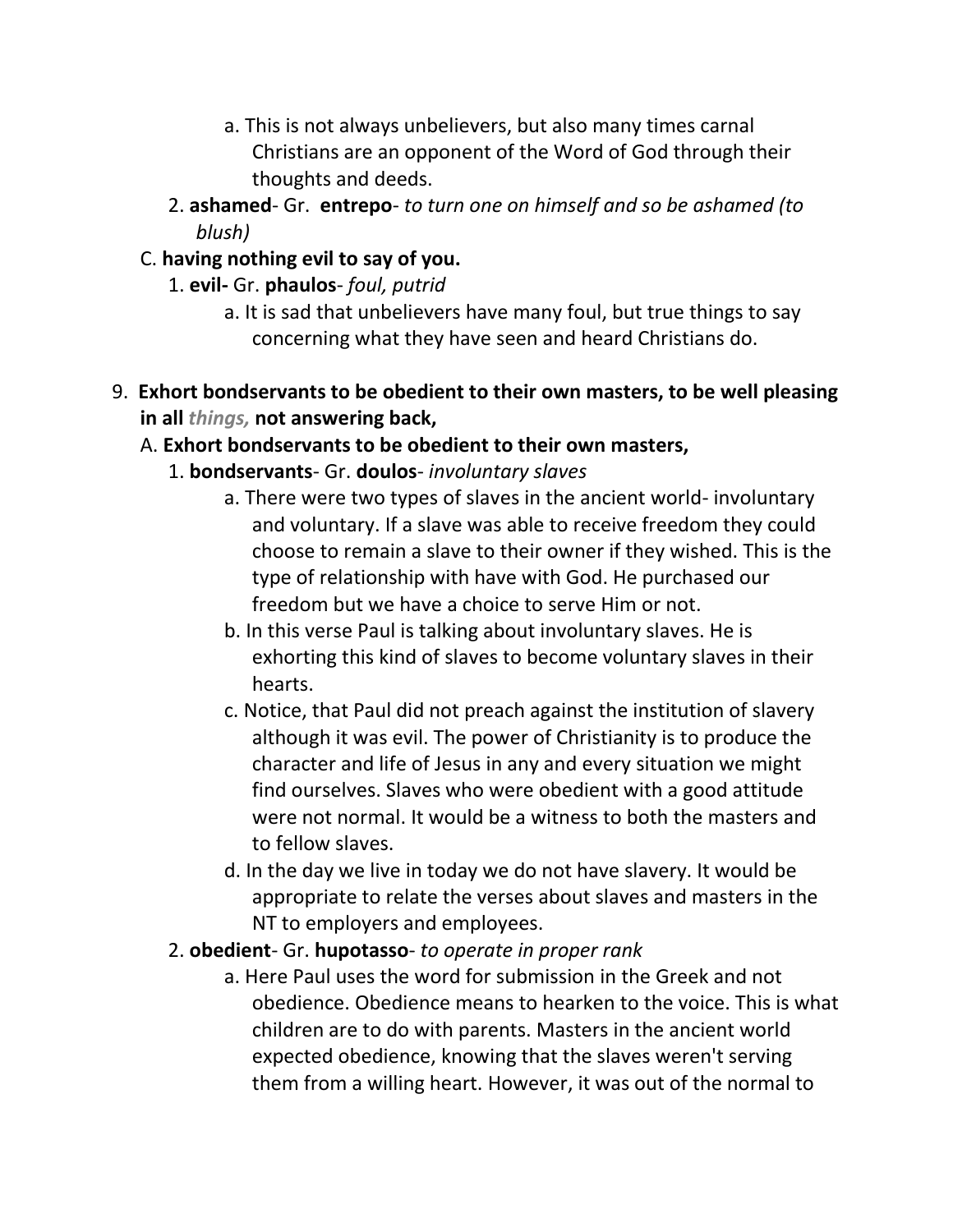a. This is not always unbelievers, but also many times carnal Christians are an opponent of the Word of God through their thoughts and deeds.

2. **ashamed**- Gr. **entrepo**- *to turn one on himself and so be ashamed (to blush)*

C. **having nothing evil to say of you.**

1. **evil-** Gr. **phaulos**- *foul, putrid*

a. It is sad that unbelievers have many foul, but true things to say concerning what they have seen and heard Christians do.

9. **Exhort bondservants to be obedient to their own masters, to be well pleasing in all *things,* not answering back,**

A. **Exhort bondservants to be obedient to their own masters,**

1. **bondservants**- Gr. **doulos**- *involuntary slaves*

a. There were two types of slaves in the ancient world- involuntary and voluntary. If a slave was able to receive freedom they could choose to remain a slave to their owner if they wished. This is the type of relationship with have with God. He purchased our freedom but we have a choice to serve Him or not.

b. In this verse Paul is talking about involuntary slaves. He is exhorting this kind of slaves to become voluntary slaves in their hearts.

c. Notice, that Paul did not preach against the institution of slavery although it was evil. The power of Christianity is to produce the character and life of Jesus in any and every situation we might find ourselves. Slaves who were obedient with a good attitude were not normal. It would be a witness to both the masters and to fellow slaves.

d. In the day we live in today we do not have slavery. It would be appropriate to relate the verses about slaves and masters in the NT to employers and employees.

2. **obedient**- Gr. **hupotasso**- *to operate in proper rank*

a. Here Paul uses the word for submission in the Greek and not obedience. Obedience means to hearken to the voice. This is what children are to do with parents. Masters in the ancient world expected obedience, knowing that the slaves weren't serving them from a willing heart. However, it was out of the normal to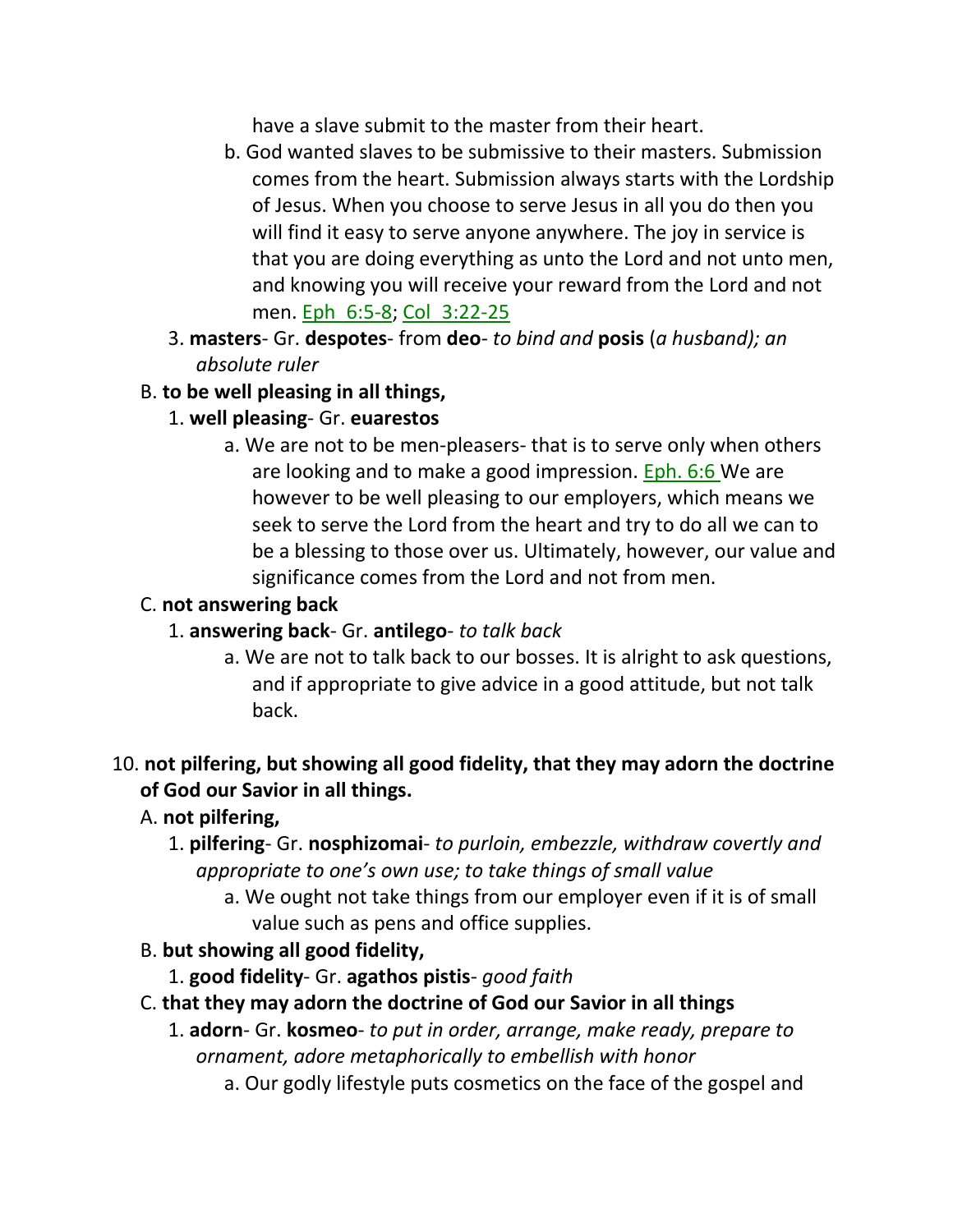have a slave submit to the master from their heart.

b. God wanted slaves to be submissive to their masters. Submission comes from the heart. Submission always starts with the Lordship of Jesus. When you choose to serve Jesus in all you do then you will find it easy to serve anyone anywhere. The joy in service is that you are doing everything as unto the Lord and not unto men, and knowing you will receive your reward from the Lord and not men. Eph 6:5-8; Col 3:22-25

3. **masters**- Gr. **despotes**- from **deo**- *to bind and* **posis** (*a husband); an absolute ruler*

B. **to be well pleasing in all things,**

1. **well pleasing**- Gr. **euarestos**

a. We are not to be men-pleasers- that is to serve only when others are looking and to make a good impression. Eph. 6:6 We are however to be well pleasing to our employers, which means we seek to serve the Lord from the heart and try to do all we can to be a blessing to those over us. Ultimately, however, our value and significance comes from the Lord and not from men.

C. **not answering back**

1. **answering back**- Gr. **antilego**- *to talk back*

a. We are not to talk back to our bosses. It is alright to ask questions, and if appropriate to give advice in a good attitude, but not talk back.

10. **not pilfering, but showing all good fidelity, that they may adorn the doctrine of God our Savior in all things.**

A. **not pilfering,**

1. **pilfering**- Gr. **nosphizomai**- *to purloin, embezzle, withdraw covertly and appropriate to one's own use; to take things of small value*

a. We ought not take things from our employer even if it is of small value such as pens and office supplies.

B. **but showing all good fidelity,**

1. **good fidelity**- Gr. **agathos pistis**- *good faith*

C. **that they may adorn the doctrine of God our Savior in all things**

1. **adorn**- Gr. **kosmeo**- *to put in order, arrange, make ready, prepare to ornament, adore metaphorically to embellish with honor*

a. Our godly lifestyle puts cosmetics on the face of the gospel and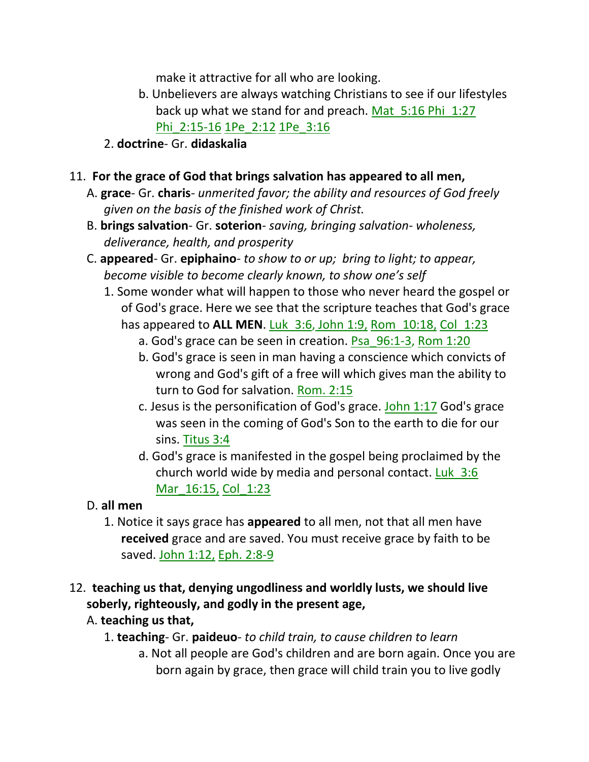make it attractive for all who are looking.

b. Unbelievers are always watching Christians to see if our lifestyles back up what we stand for and preach. Mat_5:16 Phi_1:27 Phi_2:15-16 1Pe_2:12 1Pe_3:16

2. **doctrine**- Gr. **didaskalia**

11. **For the grace of God that brings salvation has appeared to all men,**

A. **grace**- Gr. **charis**- *unmerited favor; the ability and resources of God freely given on the basis of the finished work of Christ.*

B. **brings salvation**- Gr. **soterion**- *saving, bringing salvation- wholeness, deliverance, health, and prosperity*

C. **appeared**- Gr. **epiphaino**- *to show to or up; bring to light; to appear, become visible to become clearly known, to show one's self*

1. Some wonder what will happen to those who never heard the gospel or of God's grace. Here we see that the scripture teaches that God's grace has appeared to **ALL MEN**. Luk_3:6, John 1:9, Rom_10:18, Col_1:23

a. God's grace can be seen in creation. Psa_96:1-3, Rom 1:20

b. God's grace is seen in man having a conscience which convicts of wrong and God's gift of a free will which gives man the ability to turn to God for salvation. Rom. 2:15

c. Jesus is the personification of God's grace. John 1:17 God's grace was seen in the coming of God's Son to the earth to die for our sins. Titus 3:4

d. God's grace is manifested in the gospel being proclaimed by the church world wide by media and personal contact. Luk_3:6 Mar_16:15, Col_1:23

D. **all men**

1. Notice it says grace has **appeared** to all men, not that all men have **received** grace and are saved. You must receive grace by faith to be saved. John 1:12, Eph. 2:8-9

12. **teaching us that, denying ungodliness and worldly lusts, we should live soberly, righteously, and godly in the present age,**

A. **teaching us that,**

1. **teaching**- Gr. **paideuo**- *to child train, to cause children to learn*

a. Not all people are God's children and are born again. Once you are born again by grace, then grace will child train you to live godly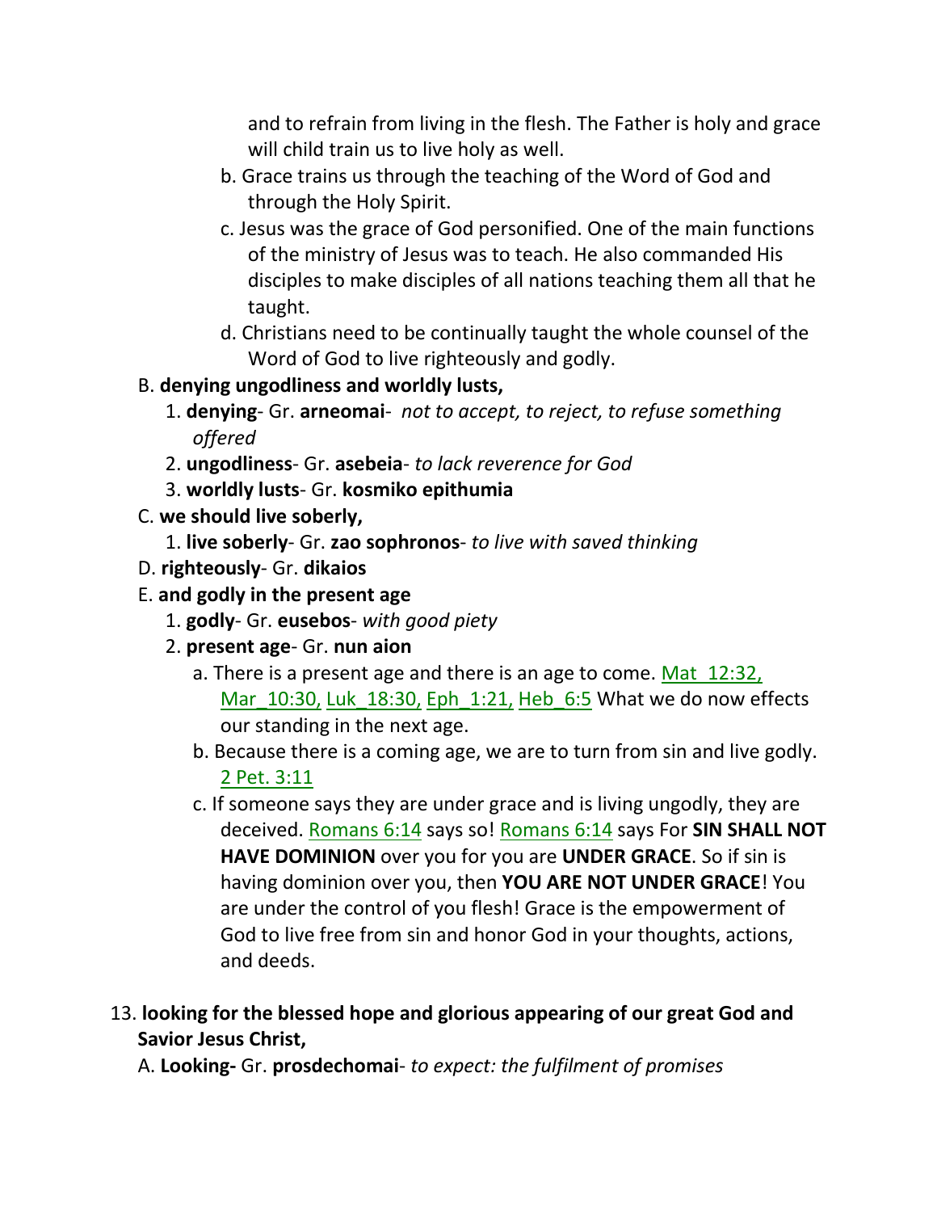and to refrain from living in the flesh. The Father is holy and grace will child train us to live holy as well.

- b. Grace trains us through the teaching of the Word of God and through the Holy Spirit.
- c. Jesus was the grace of God personified. One of the main functions of the ministry of Jesus was to teach. He also commanded His disciples to make disciples of all nations teaching them all that he taught.
- d. Christians need to be continually taught the whole counsel of the Word of God to live righteously and godly.

B. **denying ungodliness and worldly lusts,**

1. **denying**- Gr. **arneomai**- *not to accept, to reject, to refuse something offered*
2. **ungodliness**- Gr. **asebeia**- *to lack reverence for God*
3. **worldly lusts**- Gr. **kosmiko epithumia**

C. **we should live soberly,**

1. **live soberly**- Gr. **zao sophronos**- *to live with saved thinking*

D. **righteously**- Gr. **dikaios**

E. **and godly in the present age**

1. **godly**- Gr. **eusebos**- *with good piety*
2. **present age**- Gr. **nun aion**
   - a. There is a present age and there is an age to come. Mat_12:32, Mar_10:30, Luk_18:30, Eph_1:21, Heb_6:5 What we do now effects our standing in the next age.
   - b. Because there is a coming age, we are to turn from sin and live godly. 2 Pet. 3:11
   - c. If someone says they are under grace and is living ungodly, they are deceived. Romans 6:14 says so! Romans 6:14 says For **SIN SHALL NOT HAVE DOMINION** over you for you are **UNDER GRACE**. So if sin is having dominion over you, then **YOU ARE NOT UNDER GRACE**! You are under the control of you flesh! Grace is the empowerment of God to live free from sin and honor God in your thoughts, actions, and deeds.

13. **looking for the blessed hope and glorious appearing of our great God and Savior Jesus Christ,**

A. **Looking-** Gr. **prosdechomai**- *to expect: the fulfilment of promises*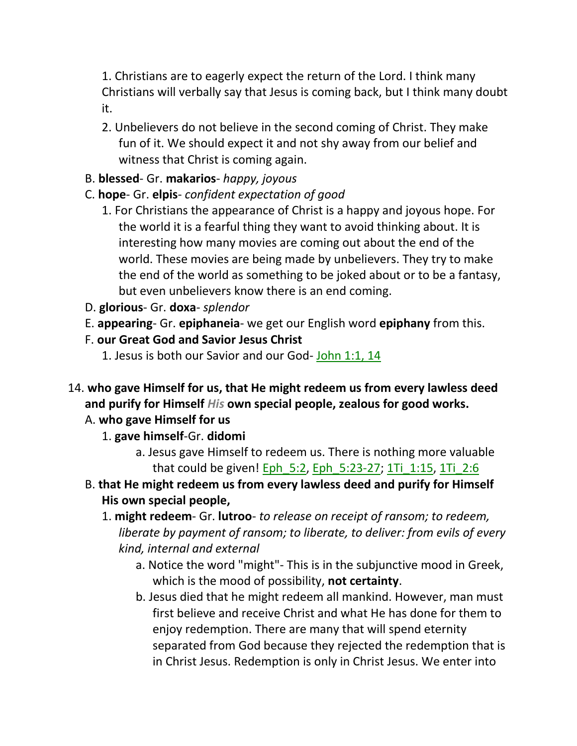1. Christians are to eagerly expect the return of the Lord. I think many Christians will verbally say that Jesus is coming back, but I think many doubt it.

2. Unbelievers do not believe in the second coming of Christ. They make fun of it. We should expect it and not shy away from our belief and witness that Christ is coming again.

B. **blessed**- Gr. **makarios**- *happy, joyous*

C. **hope**- Gr. **elpis**- *confident expectation of good*

1. For Christians the appearance of Christ is a happy and joyous hope. For the world it is a fearful thing they want to avoid thinking about. It is interesting how many movies are coming out about the end of the world. These movies are being made by unbelievers. They try to make the end of the world as something to be joked about or to be a fantasy, but even unbelievers know there is an end coming.

D. **glorious**- Gr. **doxa**- *splendor*

E. **appearing**- Gr. **epiphaneia**- we get our English word **epiphany** from this.

F. **our Great God and Savior Jesus Christ**

1. Jesus is both our Savior and our God- John 1:1, 14

14. **who gave Himself for us, that He might redeem us from every lawless deed and purify for Himself *His* own special people, zealous for good works.**

A. **who gave Himself for us**

1. **gave himself**-Gr. **didomi**

a. Jesus gave Himself to redeem us. There is nothing more valuable that could be given! Eph_5:2, Eph_5:23-27; 1Ti_1:15, 1Ti_2:6

B. **that He might redeem us from every lawless deed and purify for Himself His own special people,**

1. **might redeem**- Gr. **lutroo**- *to release on receipt of ransom; to redeem, liberate by payment of ransom; to liberate, to deliver: from evils of every kind, internal and external*

a. Notice the word "might"- This is in the subjunctive mood in Greek, which is the mood of possibility, **not certainty**.

b. Jesus died that he might redeem all mankind. However, man must first believe and receive Christ and what He has done for them to enjoy redemption. There are many that will spend eternity separated from God because they rejected the redemption that is in Christ Jesus. Redemption is only in Christ Jesus. We enter into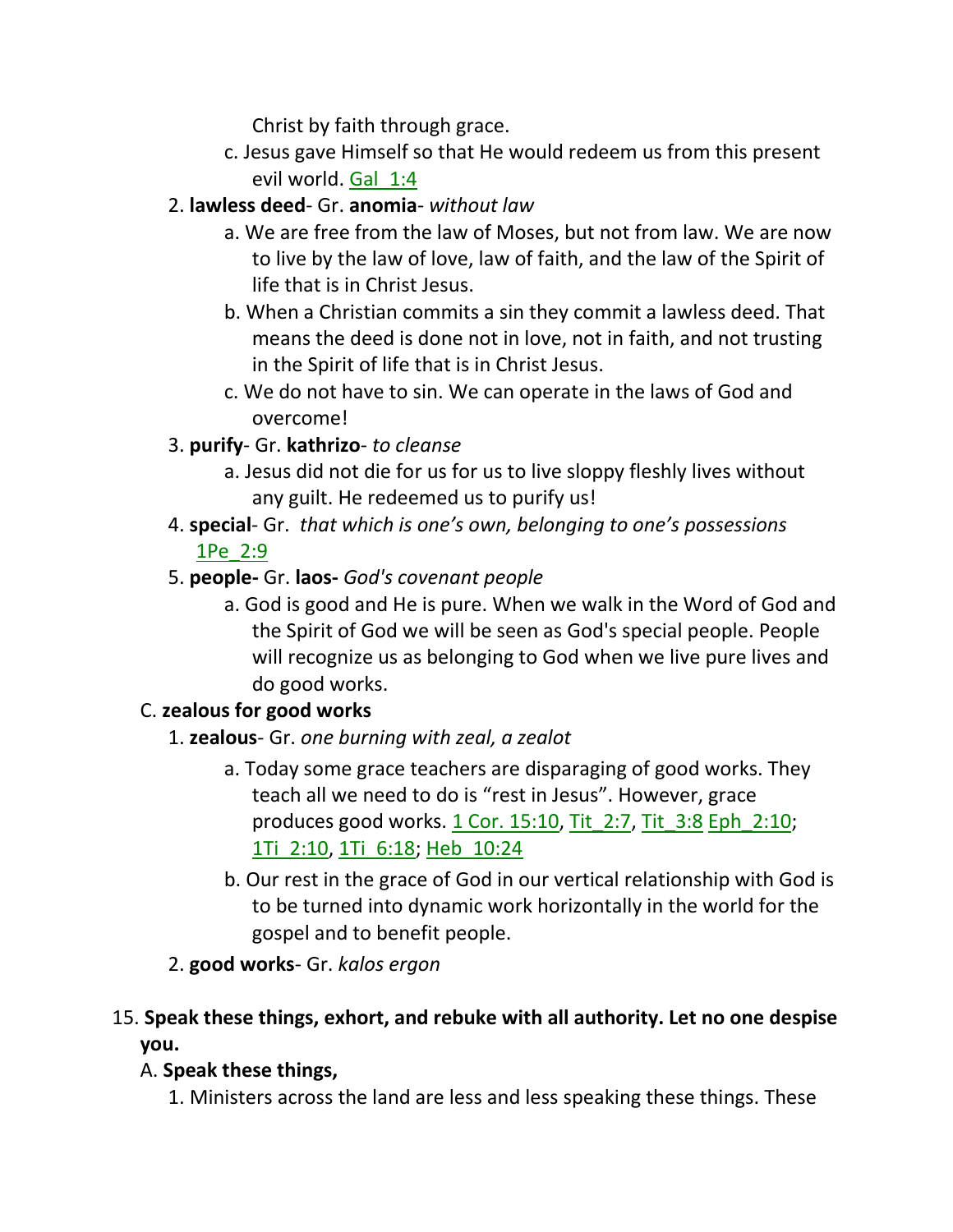Christ by faith through grace.

c. Jesus gave Himself so that He would redeem us from this present evil world. Gal_1:4

2. **lawless deed**- Gr. **anomia**- *without law*
    a. We are free from the law of Moses, but not from law. We are now to live by the law of love, law of faith, and the law of the Spirit of life that is in Christ Jesus.
    b. When a Christian commits a sin they commit a lawless deed. That means the deed is done not in love, not in faith, and not trusting in the Spirit of life that is in Christ Jesus.
    c. We do not have to sin. We can operate in the laws of God and overcome!
3. **purify**- Gr. **kathrizo**- *to cleanse*
    a. Jesus did not die for us for us to live sloppy fleshly lives without any guilt. He redeemed us to purify us!
4. **special**- Gr. *that which is one's own, belonging to one's possessions* 1Pe_2:9
5. **people-** Gr. **laos-** *God's covenant people*
    a. God is good and He is pure. When we walk in the Word of God and the Spirit of God we will be seen as God's special people. People will recognize us as belonging to God when we live pure lives and do good works.

C. **zealous for good works**

1. **zealous**- Gr. *one burning with zeal, a zealot*
    a. Today some grace teachers are disparaging of good works. They teach all we need to do is "rest in Jesus". However, grace produces good works. 1 Cor. 15:10, Tit_2:7, Tit_3:8 Eph_2:10; 1Ti_2:10, 1Ti_6:18; Heb_10:24
    b. Our rest in the grace of God in our vertical relationship with God is to be turned into dynamic work horizontally in the world for the gospel and to benefit people.
2. **good works**- Gr. *kalos ergon*

15. **Speak these things, exhort, and rebuke with all authority. Let no one despise you.**

A. **Speak these things,**

1. Ministers across the land are less and less speaking these things. These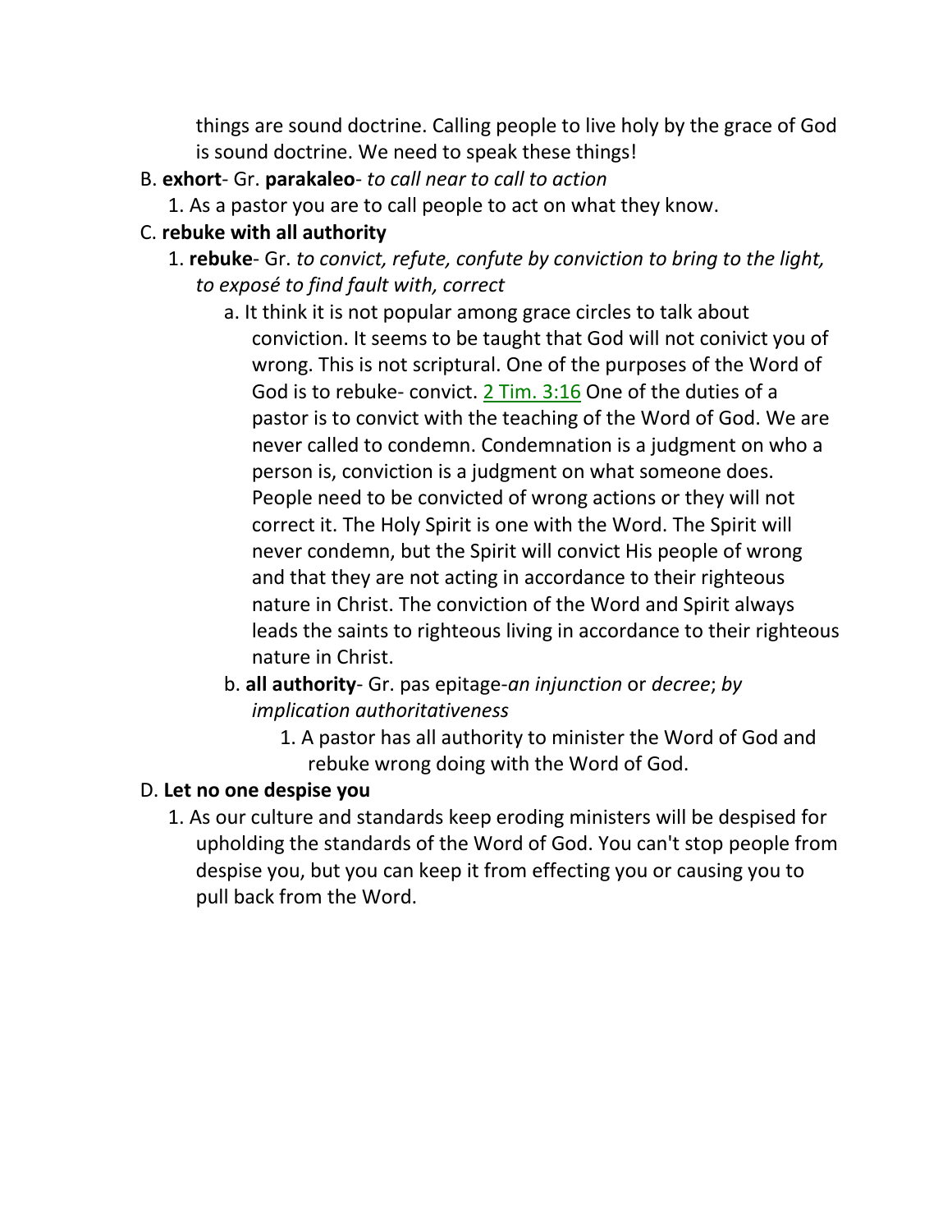things are sound doctrine. Calling people to live holy by the grace of God is sound doctrine. We need to speak these things!

B. **exhort**- Gr. **parakaleo**- *to call near to call to action*

1. As a pastor you are to call people to act on what they know.

C. **rebuke with all authority**

1. **rebuke**- Gr. *to convict, refute, confute by conviction to bring to the light, to exposé to find fault with, correct*

   a. It think it is not popular among grace circles to talk about conviction. It seems to be taught that God will not conivict you of wrong. This is not scriptural. One of the purposes of the Word of God is to rebuke- convict. 2 Tim. 3:16 One of the duties of a pastor is to convict with the teaching of the Word of God. We are never called to condemn. Condemnation is a judgment on who a person is, conviction is a judgment on what someone does. People need to be convicted of wrong actions or they will not correct it. The Holy Spirit is one with the Word. The Spirit will never condemn, but the Spirit will convict His people of wrong and that they are not acting in accordance to their righteous nature in Christ. The conviction of the Word and Spirit always leads the saints to righteous living in accordance to their righteous nature in Christ.

   b. **all authority**- Gr. pas epitage-*an injunction* or *decree*; *by implication authoritativeness*

      1. A pastor has all authority to minister the Word of God and rebuke wrong doing with the Word of God.

D. **Let no one despise you**

1. As our culture and standards keep eroding ministers will be despised for upholding the standards of the Word of God. You can't stop people from despise you, but you can keep it from effecting you or causing you to pull back from the Word.